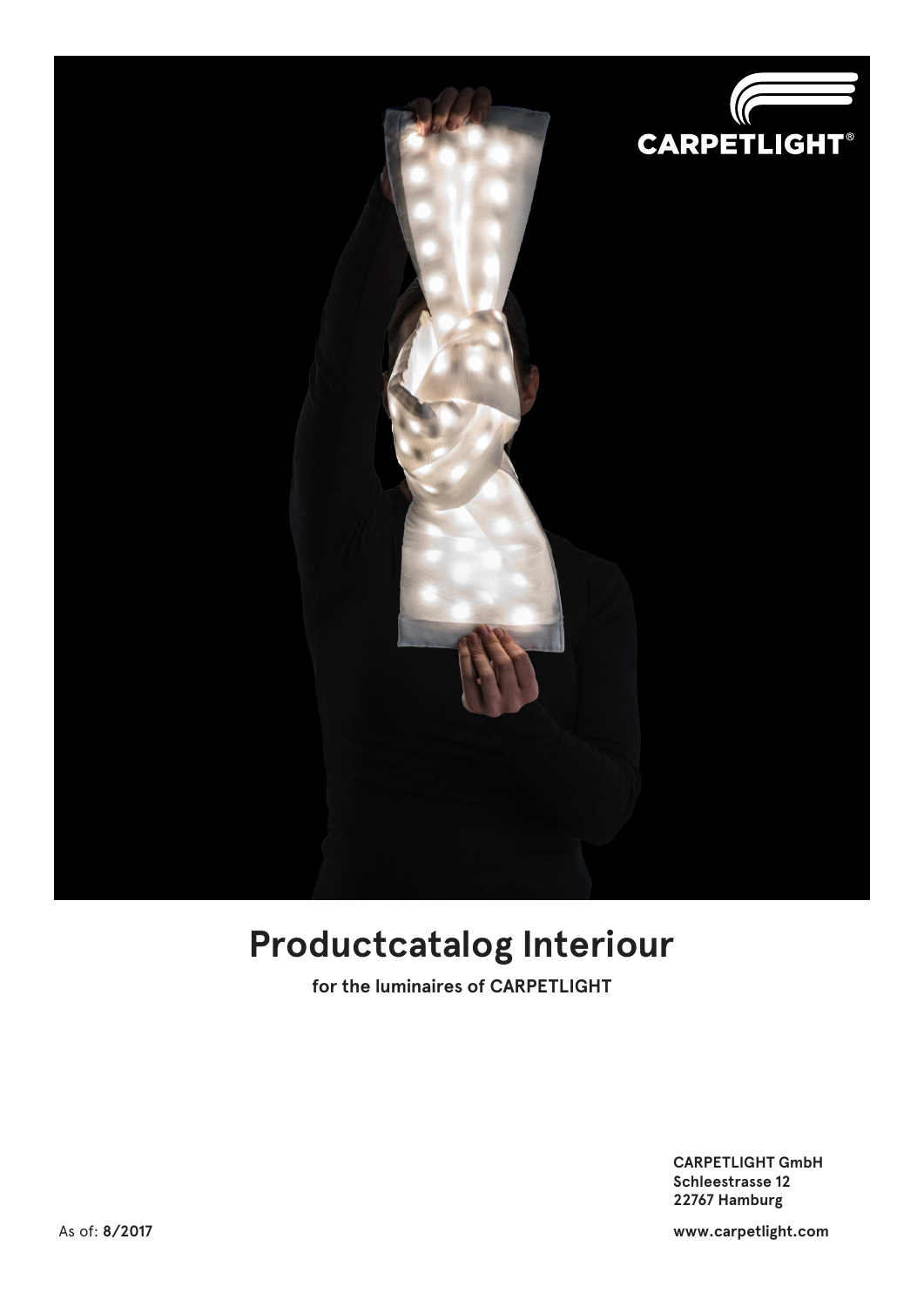CARPETLIGHT®

# Productcatalog Interiour

**for the luminaires of CARPETLIGHT**

**CARPETLIGHT GmbH**
**Schleestrasse 12**
**22767 Hamburg**

As of: **8/2017**

**www.carpetlight.com**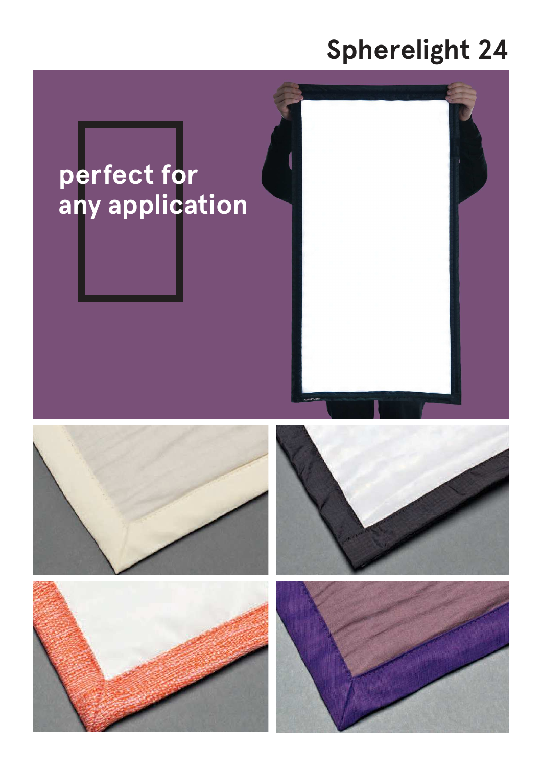# Spherelight 24

perfect for any application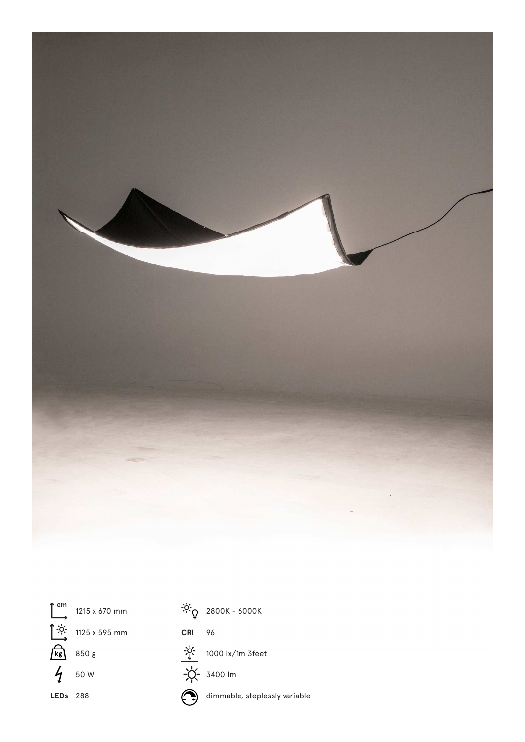| | | | |
|---|---|---|---|
| cm | 1215 x 670 mm | | 2800K - 6000K |
| | 1125 x 595 mm | CRI | 96 |
| kg | 850 g | | 1000 lx/1m 3feet |
| | 50 W | | 3400 lm |
| LEDs | 288 | | dimmable, steplessly variable |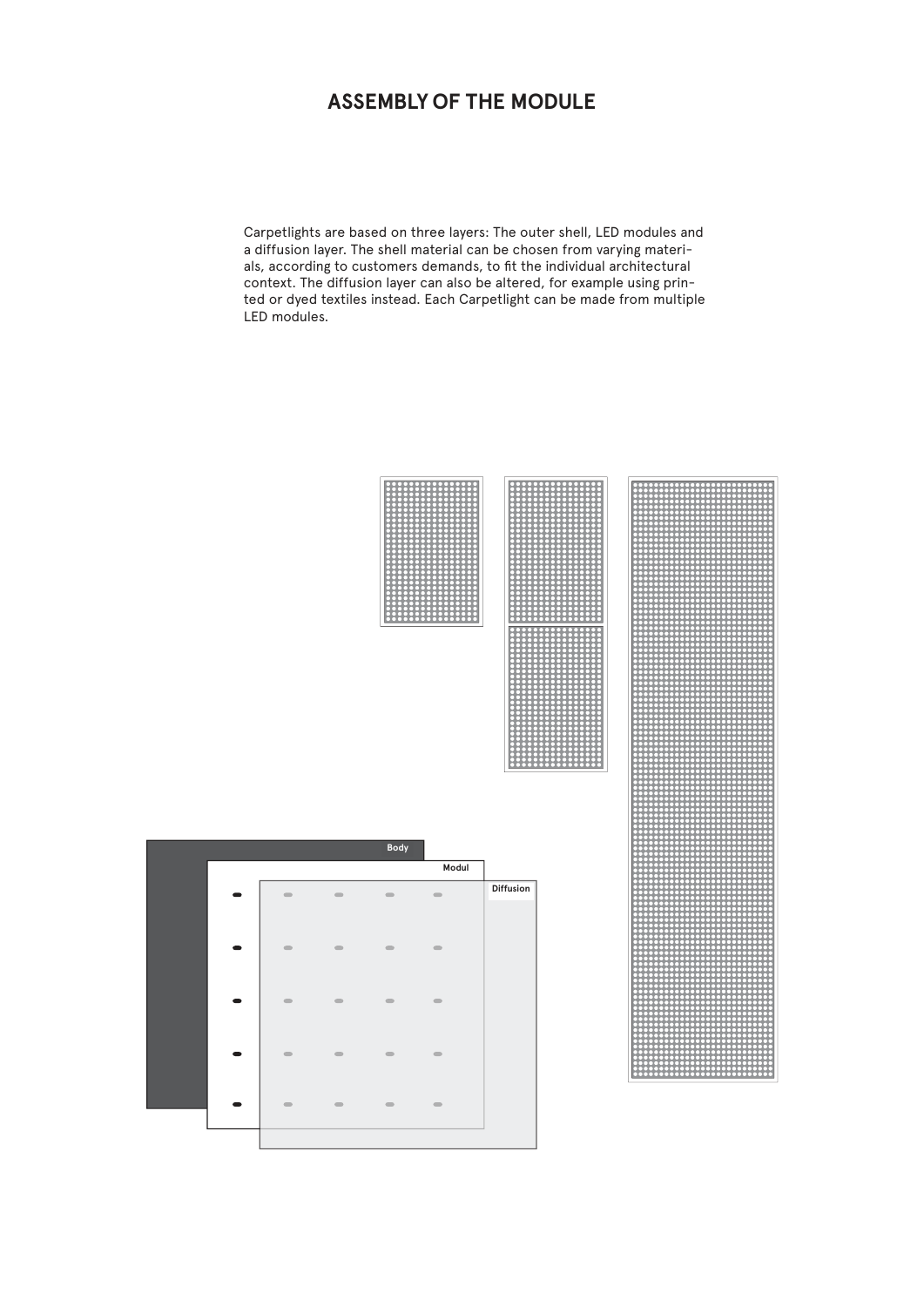# ASSEMBLY OF THE MODULE

Carpetlights are based on three layers: The outer shell, LED modules and a diffusion layer. The shell material can be chosen from varying materi-als, according to customers demands, to fit the individual architectural context. The diffusion layer can also be altered, for example using prin-ted or dyed textiles instead. Each Carpetlight can be made from multiple LED modules.

Body

Modul

Diffusion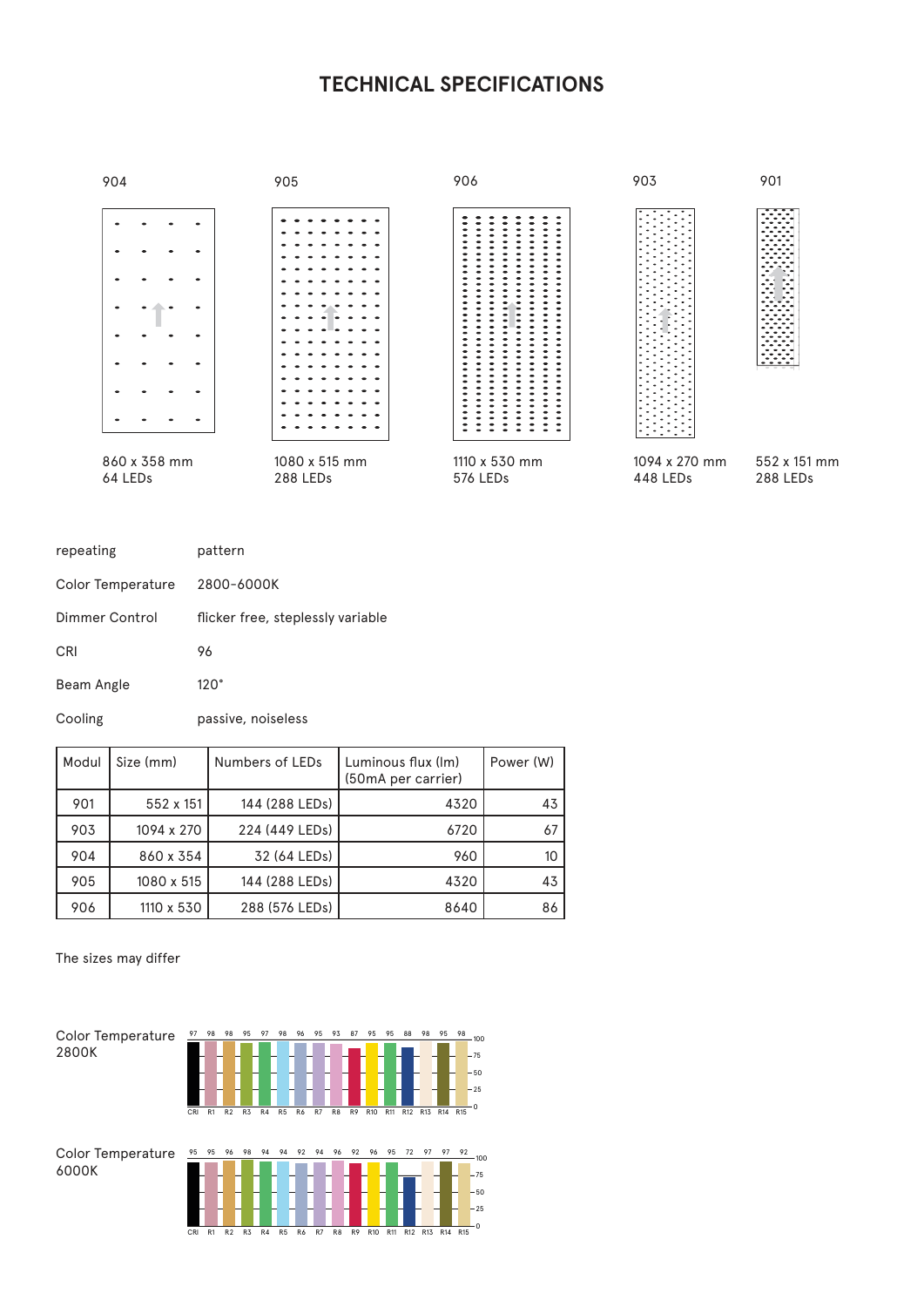# TECHNICAL SPECIFICATIONS

904

860 x 358 mm
64 LEDs

905

1080 x 515 mm
288 LEDs

906

1110 x 530 mm
576 LEDs

903

1094 x 270 mm
448 LEDs

901

552 x 151 mm
288 LEDs

| | |
|---|---|
| repeating | pattern |
| Color Temperature | 2800-6000K |
| Dimmer Control | flicker free, steplessly variable |
| CRI | 96 |
| Beam Angle | 120° |
| Cooling | passive, noiseless |

| Modul | Size (mm) | Numbers of LEDs | Luminous flux (lm) (50mA per carrier) | Power (W) |
|---|---|---|---|---|
| 901 | 552 x 151 | 144 (288 LEDs) | 4320 | 43 |
| 903 | 1094 x 270 | 224 (449 LEDs) | 6720 | 67 |
| 904 | 860 x 354 | 32 (64 LEDs) | 960 | 10 |
| 905 | 1080 x 515 | 144 (288 LEDs) | 4320 | 43 |
| 906 | 1110 x 530 | 288 (576 LEDs) | 8640 | 86 |

The sizes may differ

Color Temperature
2800K

97 98 98 95 97 98 96 95 93 87 95 95 88 98 95 98

100
75
50
25
0

CRI R1 R2 R3 R4 R5 R6 R7 R8 R9 R10 R11 R12 R13 R14 R15

Color Temperature
6000K

95 95 96 98 94 94 92 94 96 92 96 95 72 97 97 92

100
75
50
25
0

CRI R1 R2 R3 R4 R5 R6 R7 R8 R9 R10 R11 R12 R13 R14 R15